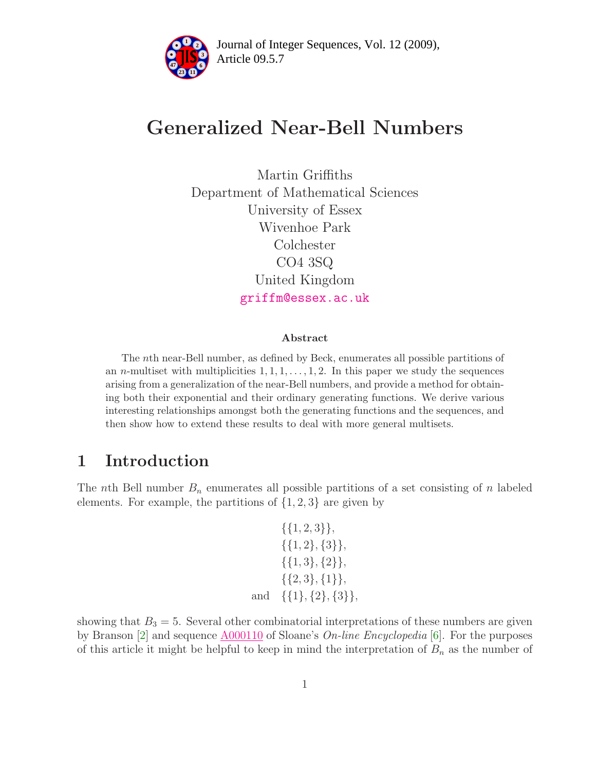Journal of Integer Sequences, Vol. 12 (2009), Article 09.5.7

# Generalized Near-Bell Numbers

Martin Griffiths
Department of Mathematical Sciences
University of Essex
Wivenhoe Park
Colchester
CO4 3SQ
United Kingdom
griffm@essex.ac.uk

### Abstract

The $n$th near-Bell number, as defined by Beck, enumerates all possible partitions of an $n$-multiset with multiplicities $1, 1, 1, \ldots, 1, 2$. In this paper we study the sequences arising from a generalization of the near-Bell numbers, and provide a method for obtaining both their exponential and their ordinary generating functions. We derive various interesting relationships amongst both the generating functions and the sequences, and then show how to extend these results to deal with more general multisets.

## 1 Introduction

The $n$th Bell number $B_n$ enumerates all possible partitions of a set consisting of $n$ labeled elements. For example, the partitions of $\{1, 2, 3\}$ are given by

$$\begin{aligned}
&\{\{1, 2, 3\}\},\\
&\{\{1, 2\}, \{3\}\},\\
&\{\{1, 3\}, \{2\}\},\\
&\{\{2, 3\}, \{1\}\},\\
\text{and}\quad &\{\{1\}, \{2\}, \{3\}\},
\end{aligned}$$

showing that $B_3 = 5$. Several other combinatorial interpretations of these numbers are given by Branson [2] and sequence A000110 of Sloane's *On-line Encyclopedia* [6]. For the purposes of this article it might be helpful to keep in mind the interpretation of $B_n$ as the number of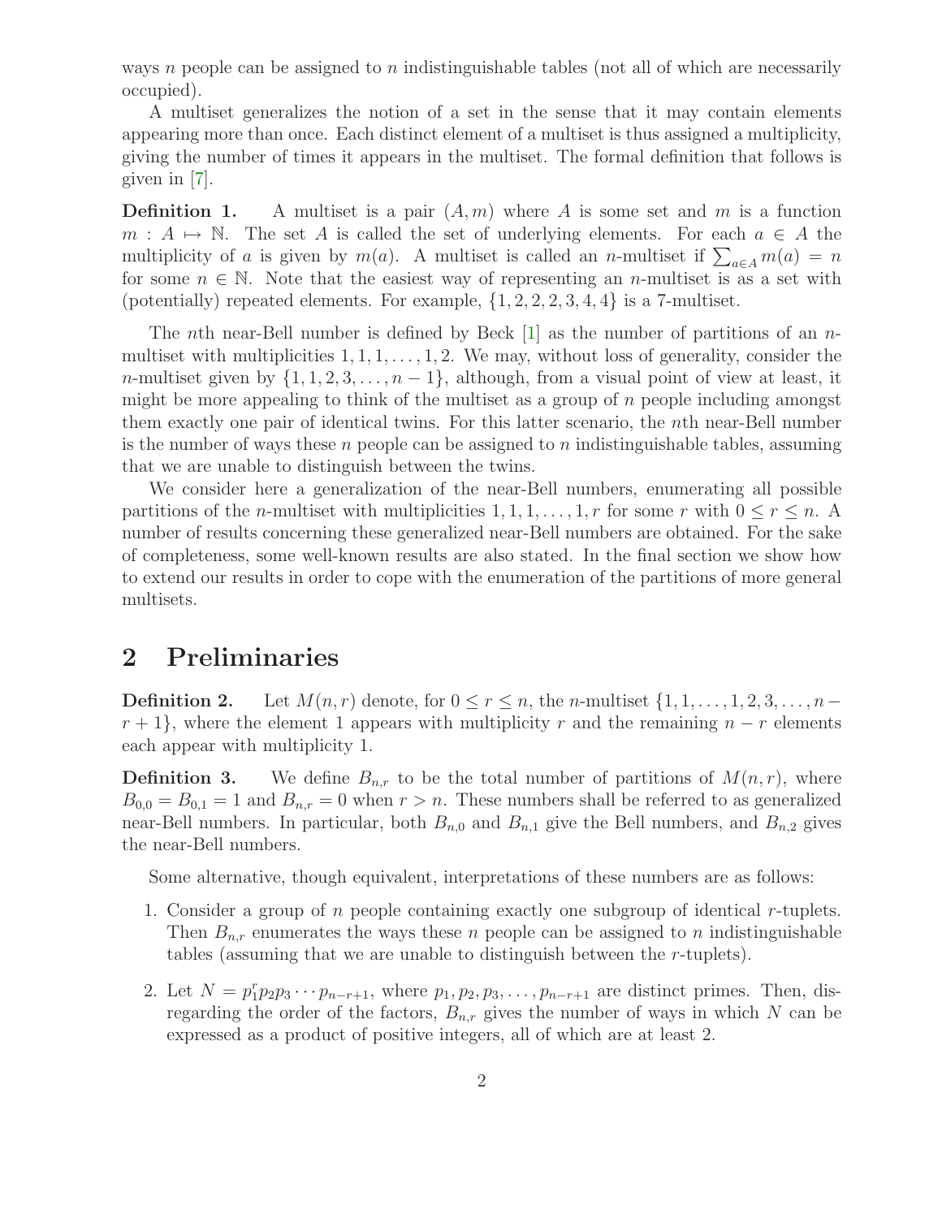ways $n$ people can be assigned to $n$ indistinguishable tables (not all of which are necessarily occupied).

A multiset generalizes the notion of a set in the sense that it may contain elements appearing more than once. Each distinct element of a multiset is thus assigned a multiplicity, giving the number of times it appears in the multiset. The formal definition that follows is given in [7].

**Definition 1.** A multiset is a pair $(A, m)$ where $A$ is some set and $m$ is a function $m : A \mapsto \mathbb{N}$. The set $A$ is called the set of underlying elements. For each $a \in A$ the multiplicity of $a$ is given by $m(a)$. A multiset is called an $n$-multiset if $\sum_{a \in A} m(a) = n$ for some $n \in \mathbb{N}$. Note that the easiest way of representing an $n$-multiset is as a set with (potentially) repeated elements. For example, $\{1, 2, 2, 2, 3, 4, 4\}$ is a 7-multiset.

The $n$th near-Bell number is defined by Beck [1] as the number of partitions of an $n$-multiset with multiplicities $1, 1, 1, \ldots, 1, 2$. We may, without loss of generality, consider the $n$-multiset given by $\{1, 1, 2, 3, \ldots, n-1\}$, although, from a visual point of view at least, it might be more appealing to think of the multiset as a group of $n$ people including amongst them exactly one pair of identical twins. For this latter scenario, the $n$th near-Bell number is the number of ways these $n$ people can be assigned to $n$ indistinguishable tables, assuming that we are unable to distinguish between the twins.

We consider here a generalization of the near-Bell numbers, enumerating all possible partitions of the $n$-multiset with multiplicities $1, 1, 1, \ldots, 1, r$ for some $r$ with $0 \le r \le n$. A number of results concerning these generalized near-Bell numbers are obtained. For the sake of completeness, some well-known results are also stated. In the final section we show how to extend our results in order to cope with the enumeration of the partitions of more general multisets.

## 2 Preliminaries

**Definition 2.** Let $M(n, r)$ denote, for $0 \le r \le n$, the $n$-multiset $\{1, 1, \ldots, 1, 2, 3, \ldots, n - r + 1\}$, where the element 1 appears with multiplicity $r$ and the remaining $n - r$ elements each appear with multiplicity 1.

**Definition 3.** We define $B_{n,r}$ to be the total number of partitions of $M(n, r)$, where $B_{0,0} = B_{0,1} = 1$ and $B_{n,r} = 0$ when $r > n$. These numbers shall be referred to as generalized near-Bell numbers. In particular, both $B_{n,0}$ and $B_{n,1}$ give the Bell numbers, and $B_{n,2}$ gives the near-Bell numbers.

Some alternative, though equivalent, interpretations of these numbers are as follows:

1. Consider a group of $n$ people containing exactly one subgroup of identical $r$-tuplets. Then $B_{n,r}$ enumerates the ways these $n$ people can be assigned to $n$ indistinguishable tables (assuming that we are unable to distinguish between the $r$-tuplets).

2. Let $N = p_1^r p_2 p_3 \cdots p_{n-r+1}$, where $p_1, p_2, p_3, \ldots, p_{n-r+1}$ are distinct primes. Then, disregarding the order of the factors, $B_{n,r}$ gives the number of ways in which $N$ can be expressed as a product of positive integers, all of which are at least 2.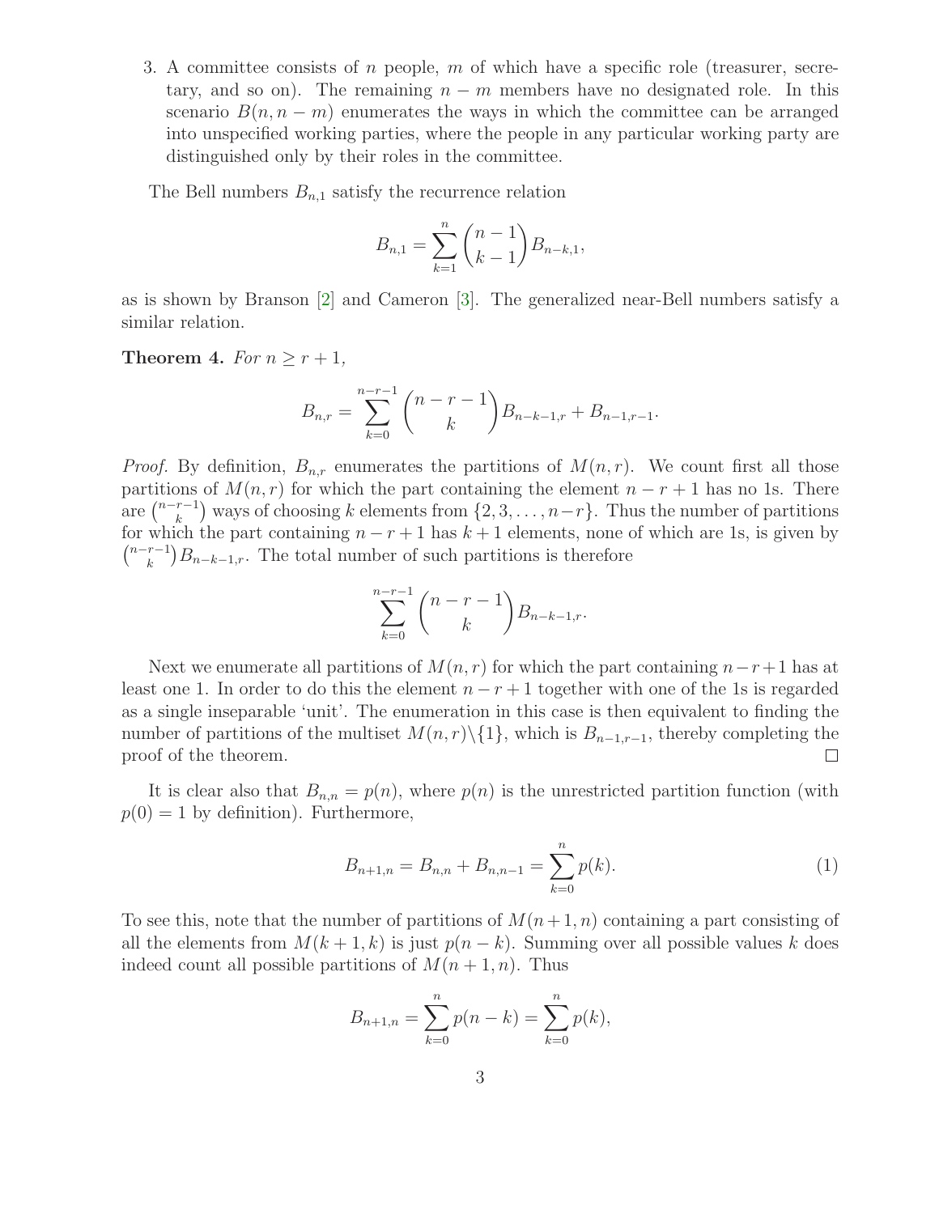3. A committee consists of $n$ people, $m$ of which have a specific role (treasurer, secretary, and so on). The remaining $n - m$ members have no designated role. In this scenario $B(n, n-m)$ enumerates the ways in which the committee can be arranged into unspecified working parties, where the people in any particular working party are distinguished only by their roles in the committee.

The Bell numbers $B_{n,1}$ satisfy the recurrence relation

$$B_{n,1} = \sum_{k=1}^{n} \binom{n-1}{k-1} B_{n-k,1},$$

as is shown by Branson [2] and Cameron [3]. The generalized near-Bell numbers satisfy a similar relation.

**Theorem 4.** *For $n \geq r+1$,*

$$B_{n,r} = \sum_{k=0}^{n-r-1} \binom{n-r-1}{k} B_{n-k-1,r} + B_{n-1,r-1}.$$

*Proof.* By definition, $B_{n,r}$ enumerates the partitions of $M(n,r)$. We count first all those partitions of $M(n,r)$ for which the part containing the element $n-r+1$ has no 1s. There are $\binom{n-r-1}{k}$ ways of choosing $k$ elements from $\{2, 3, \ldots, n-r\}$. Thus the number of partitions for which the part containing $n-r+1$ has $k+1$ elements, none of which are 1s, is given by $\binom{n-r-1}{k} B_{n-k-1,r}$. The total number of such partitions is therefore

$$\sum_{k=0}^{n-r-1} \binom{n-r-1}{k} B_{n-k-1,r}.$$

Next we enumerate all partitions of $M(n,r)$ for which the part containing $n-r+1$ has at least one 1. In order to do this the element $n-r+1$ together with one of the 1s is regarded as a single inseparable 'unit'. The enumeration in this case is then equivalent to finding the number of partitions of the multiset $M(n,r) \backslash \{1\}$, which is $B_{n-1,r-1}$, thereby completing the proof of the theorem. $\square$

It is clear also that $B_{n,n} = p(n)$, where $p(n)$ is the unrestricted partition function (with $p(0) = 1$ by definition). Furthermore,

$$B_{n+1,n} = B_{n,n} + B_{n,n-1} = \sum_{k=0}^{n} p(k). \tag{1}$$

To see this, note that the number of partitions of $M(n+1,n)$ containing a part consisting of all the elements from $M(k+1,k)$ is just $p(n-k)$. Summing over all possible values $k$ does indeed count all possible partitions of $M(n+1,n)$. Thus

$$B_{n+1,n} = \sum_{k=0}^{n} p(n-k) = \sum_{k=0}^{n} p(k),$$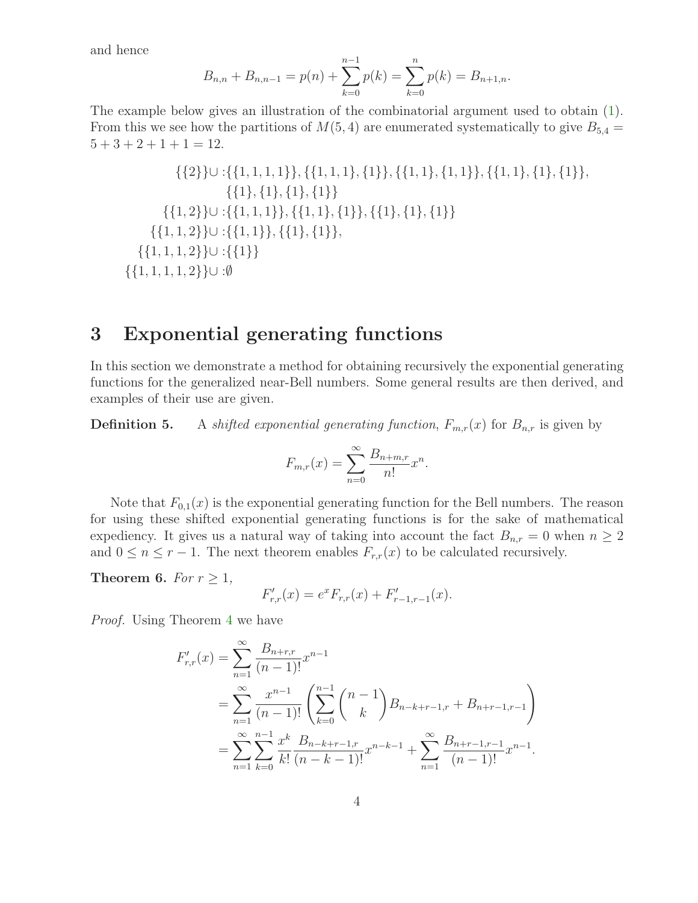and hence

$$B_{n,n} + B_{n,n-1} = p(n) + \sum_{k=0}^{n-1} p(k) = \sum_{k=0}^{n} p(k) = B_{n+1,n}.$$

The example below gives an illustration of the combinatorial argument used to obtain (1). From this we see how the partitions of $M(5,4)$ are enumerated systematically to give $B_{5,4} = 5+3+2+1+1 = 12$.

$$\begin{aligned}
\{\{2\}\}\cup :&\{\{1,1,1,1\}\}, \{\{1,1,1\},\{1\}\}, \{\{1,1\},\{1,1\}\}, \{\{1,1\},\{1\},\{1\}\},\\
&\{\{1\},\{1\},\{1\},\{1\}\}\\
\{\{1,2\}\}\cup :&\{\{1,1,1\}\}, \{\{1,1\},\{1\}\}, \{\{1\},\{1\},\{1\}\}\\
\{\{1,1,2\}\}\cup :&\{\{1,1\}\}, \{\{1\},\{1\}\},\\
\{\{1,1,1,2\}\}\cup :&\{\{1\}\}\\
\{\{1,1,1,1,2\}\}\cup :&\emptyset
\end{aligned}$$

## 3 Exponential generating functions

In this section we demonstrate a method for obtaining recursively the exponential generating functions for the generalized near-Bell numbers. Some general results are then derived, and examples of their use are given.

**Definition 5.** A *shifted exponential generating function*, $F_{m,r}(x)$ for $B_{n,r}$ is given by

$$F_{m,r}(x) = \sum_{n=0}^{\infty} \frac{B_{n+m,r}}{n!} x^n.$$

Note that $F_{0,1}(x)$ is the exponential generating function for the Bell numbers. The reason for using these shifted exponential generating functions is for the sake of mathematical expediency. It gives us a natural way of taking into account the fact $B_{n,r} = 0$ when $n \geq 2$ and $0 \leq n \leq r-1$. The next theorem enables $F_{r,r}(x)$ to be calculated recursively.

**Theorem 6.** *For* $r \geq 1$,

$$F'_{r,r}(x) = e^x F_{r,r}(x) + F'_{r-1,r-1}(x).$$

*Proof.* Using Theorem 4 we have

$$\begin{aligned}
F'_{r,r}(x) &= \sum_{n=1}^{\infty} \frac{B_{n+r,r}}{(n-1)!} x^{n-1}\\
&= \sum_{n=1}^{\infty} \frac{x^{n-1}}{(n-1)!} \left( \sum_{k=0}^{n-1} \binom{n-1}{k} B_{n-k+r-1,r} + B_{n+r-1,r-1} \right)\\
&= \sum_{n=1}^{\infty} \sum_{k=0}^{n-1} \frac{x^k}{k!} \frac{B_{n-k+r-1,r}}{(n-k-1)!} x^{n-k-1} + \sum_{n=1}^{\infty} \frac{B_{n+r-1,r-1}}{(n-1)!} x^{n-1}.
\end{aligned}$$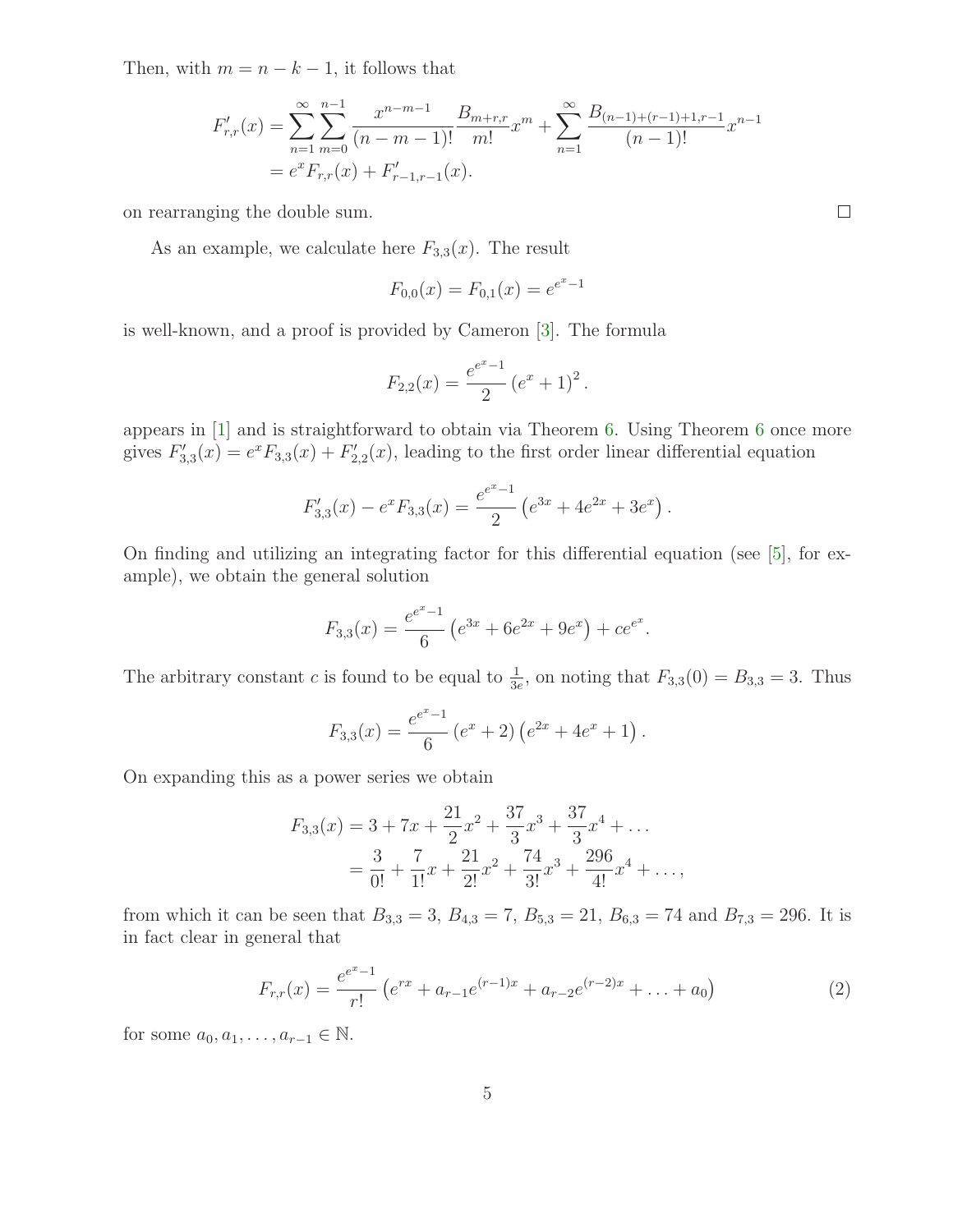Then, with $m = n - k - 1$, it follows that

$$
\begin{aligned}
F'_{r,r}(x) &= \sum_{n=1}^{\infty} \sum_{m=0}^{n-1} \frac{x^{n-m-1}}{(n-m-1)!} \frac{B_{m+r,r}}{m!} x^m + \sum_{n=1}^{\infty} \frac{B_{(n-1)+(r-1)+1,r-1}}{(n-1)!} x^{n-1} \\
&= e^x F_{r,r}(x) + F'_{r-1,r-1}(x).
\end{aligned}
$$

on rearranging the double sum. □

As an example, we calculate here $F_{3,3}(x)$. The result

$$
F_{0,0}(x) = F_{0,1}(x) = e^{e^x - 1}
$$

is well-known, and a proof is provided by Cameron [3]. The formula

$$
F_{2,2}(x) = \frac{e^{e^x-1}}{2} \left(e^x + 1\right)^2.
$$

appears in [1] and is straightforward to obtain via Theorem 6. Using Theorem 6 once more gives $F'_{3,3}(x) = e^x F_{3,3}(x) + F'_{2,2}(x)$, leading to the first order linear differential equation

$$
F'_{3,3}(x) - e^x F_{3,3}(x) = \frac{e^{e^x-1}}{2} \left(e^{3x} + 4e^{2x} + 3e^x\right).
$$

On finding and utilizing an integrating factor for this differential equation (see [5], for example), we obtain the general solution

$$
F_{3,3}(x) = \frac{e^{e^x-1}}{6} \left(e^{3x} + 6e^{2x} + 9e^x\right) + ce^{e^x}.
$$

The arbitrary constant $c$ is found to be equal to $\frac{1}{3e}$, on noting that $F_{3,3}(0) = B_{3,3} = 3$. Thus

$$
F_{3,3}(x) = \frac{e^{e^x-1}}{6} \left(e^x + 2\right) \left(e^{2x} + 4e^x + 1\right).
$$

On expanding this as a power series we obtain

$$
\begin{aligned}
F_{3,3}(x) &= 3 + 7x + \frac{21}{2}x^2 + \frac{37}{3}x^3 + \frac{37}{3}x^4 + \dots \\
&= \frac{3}{0!} + \frac{7}{1!}x + \frac{21}{2!}x^2 + \frac{74}{3!}x^3 + \frac{296}{4!}x^4 + \dots,
\end{aligned}
$$

from which it can be seen that $B_{3,3} = 3$, $B_{4,3} = 7$, $B_{5,3} = 21$, $B_{6,3} = 74$ and $B_{7,3} = 296$. It is in fact clear in general that

$$
F_{r,r}(x) = \frac{e^{e^x-1}}{r!} \left(e^{rx} + a_{r-1}e^{(r-1)x} + a_{r-2}e^{(r-2)x} + \dots + a_0\right) \tag{2}
$$

for some $a_0, a_1, \dots, a_{r-1} \in \mathbb{N}$.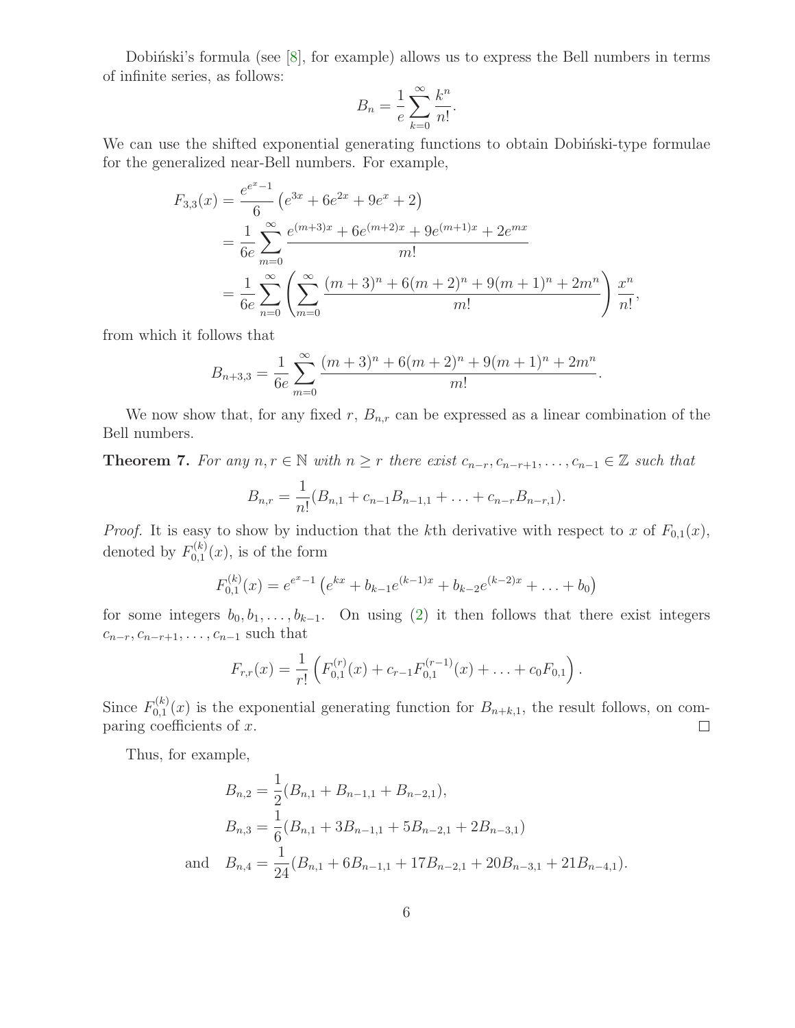Dobiński's formula (see [8], for example) allows us to express the Bell numbers in terms of infinite series, as follows:

$$B_n = \frac{1}{e}\sum_{k=0}^{\infty}\frac{k^n}{n!}.$$

We can use the shifted exponential generating functions to obtain Dobiński-type formulae for the generalized near-Bell numbers. For example,

$$\begin{aligned}
F_{3,3}(x) &= \frac{e^{e^x-1}}{6}\left(e^{3x}+6e^{2x}+9e^x+2\right)\\
&= \frac{1}{6e}\sum_{m=0}^{\infty}\frac{e^{(m+3)x}+6e^{(m+2)x}+9e^{(m+1)x}+2e^{mx}}{m!}\\
&= \frac{1}{6e}\sum_{n=0}^{\infty}\left(\sum_{m=0}^{\infty}\frac{(m+3)^n+6(m+2)^n+9(m+1)^n+2m^n}{m!}\right)\frac{x^n}{n!},
\end{aligned}$$

from which it follows that

$$B_{n+3,3} = \frac{1}{6e}\sum_{m=0}^{\infty}\frac{(m+3)^n+6(m+2)^n+9(m+1)^n+2m^n}{m!}.$$

We now show that, for any fixed $r$, $B_{n,r}$ can be expressed as a linear combination of the Bell numbers.

**Theorem 7.** *For any $n, r \in \mathbb{N}$ with $n \geq r$ there exist $c_{n-r}, c_{n-r+1}, \ldots, c_{n-1} \in \mathbb{Z}$ such that*

$$B_{n,r} = \frac{1}{n!}(B_{n,1}+c_{n-1}B_{n-1,1}+\ldots+c_{n-r}B_{n-r,1}).$$

*Proof.* It is easy to show by induction that the $k$th derivative with respect to $x$ of $F_{0,1}(x)$, denoted by $F_{0,1}^{(k)}(x)$, is of the form

$$F_{0,1}^{(k)}(x) = e^{e^x-1}\left(e^{kx}+b_{k-1}e^{(k-1)x}+b_{k-2}e^{(k-2)x}+\ldots+b_0\right)$$

for some integers $b_0, b_1, \ldots, b_{k-1}$. On using (2) it then follows that there exist integers $c_{n-r}, c_{n-r+1}, \ldots, c_{n-1}$ such that

$$F_{r,r}(x) = \frac{1}{r!}\left(F_{0,1}^{(r)}(x)+c_{r-1}F_{0,1}^{(r-1)}(x)+\ldots+c_0F_{0,1}\right).$$

Since $F_{0,1}^{(k)}(x)$ is the exponential generating function for $B_{n+k,1}$, the result follows, on comparing coefficients of $x$. ☐

Thus, for example,

$$\begin{aligned}
B_{n,2} &= \frac{1}{2}(B_{n,1}+B_{n-1,1}+B_{n-2,1}),\\
B_{n,3} &= \frac{1}{6}(B_{n,1}+3B_{n-1,1}+5B_{n-2,1}+2B_{n-3,1})\\
\text{and}\quad B_{n,4} &= \frac{1}{24}(B_{n,1}+6B_{n-1,1}+17B_{n-2,1}+20B_{n-3,1}+21B_{n-4,1}).
\end{aligned}$$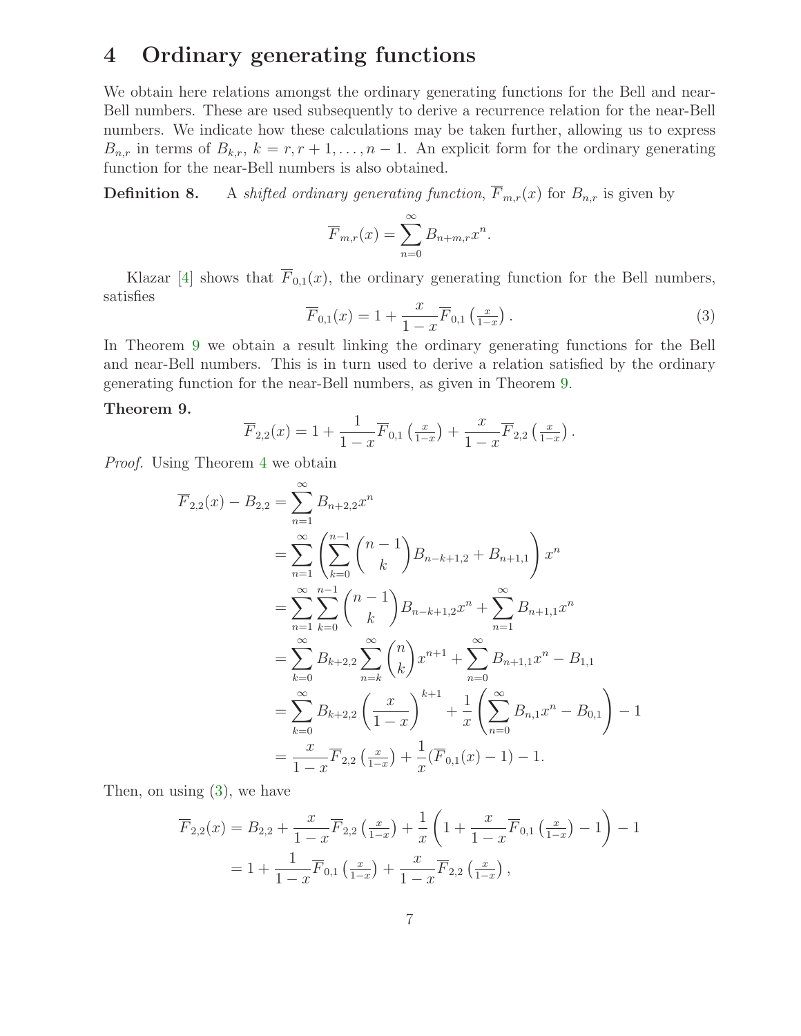# 4 Ordinary generating functions

We obtain here relations amongst the ordinary generating functions for the Bell and near-Bell numbers. These are used subsequently to derive a recurrence relation for the near-Bell numbers. We indicate how these calculations may be taken further, allowing us to express $B_{n,r}$ in terms of $B_{k,r}$, $k = r, r+1, \ldots, n-1$. An explicit form for the ordinary generating function for the near-Bell numbers is also obtained.

**Definition 8.** A *shifted ordinary generating function*, $\overline{F}_{m,r}(x)$ for $B_{n,r}$ is given by

$$\overline{F}_{m,r}(x) = \sum_{n=0}^{\infty} B_{n+m,r} x^n.$$

Klazar [4] shows that $\overline{F}_{0,1}(x)$, the ordinary generating function for the Bell numbers, satisfies

$$\overline{F}_{0,1}(x) = 1 + \frac{x}{1-x} \overline{F}_{0,1}\left(\tfrac{x}{1-x}\right). \tag{3}$$

In Theorem 9 we obtain a result linking the ordinary generating functions for the Bell and near-Bell numbers. This is in turn used to derive a relation satisfied by the ordinary generating function for the near-Bell numbers, as given in Theorem 9.

**Theorem 9.**

$$\overline{F}_{2,2}(x) = 1 + \frac{1}{1-x} \overline{F}_{0,1}\left(\tfrac{x}{1-x}\right) + \frac{x}{1-x} \overline{F}_{2,2}\left(\tfrac{x}{1-x}\right).$$

*Proof.* Using Theorem 4 we obtain

$$\begin{aligned}
\overline{F}_{2,2}(x) - B_{2,2} &= \sum_{n=1}^{\infty} B_{n+2,2} x^n \\
&= \sum_{n=1}^{\infty} \left( \sum_{k=0}^{n-1} \binom{n-1}{k} B_{n-k+1,2} + B_{n+1,1} \right) x^n \\
&= \sum_{n=1}^{\infty} \sum_{k=0}^{n-1} \binom{n-1}{k} B_{n-k+1,2} x^n + \sum_{n=1}^{\infty} B_{n+1,1} x^n \\
&= \sum_{k=0}^{\infty} B_{k+2,2} \sum_{n=k}^{\infty} \binom{n}{k} x^{n+1} + \sum_{n=0}^{\infty} B_{n+1,1} x^n - B_{1,1} \\
&= \sum_{k=0}^{\infty} B_{k+2,2} \left( \frac{x}{1-x} \right)^{k+1} + \frac{1}{x} \left( \sum_{n=0}^{\infty} B_{n,1} x^n - B_{0,1} \right) - 1 \\
&= \frac{x}{1-x} \overline{F}_{2,2}\left(\tfrac{x}{1-x}\right) + \frac{1}{x} (\overline{F}_{0,1}(x) - 1) - 1.
\end{aligned}$$

Then, on using (3), we have

$$\begin{aligned}
\overline{F}_{2,2}(x) &= B_{2,2} + \frac{x}{1-x} \overline{F}_{2,2}\left(\tfrac{x}{1-x}\right) + \frac{1}{x} \left( 1 + \frac{x}{1-x} \overline{F}_{0,1}\left(\tfrac{x}{1-x}\right) - 1 \right) - 1 \\
&= 1 + \frac{1}{1-x} \overline{F}_{0,1}\left(\tfrac{x}{1-x}\right) + \frac{x}{1-x} \overline{F}_{2,2}\left(\tfrac{x}{1-x}\right),
\end{aligned}$$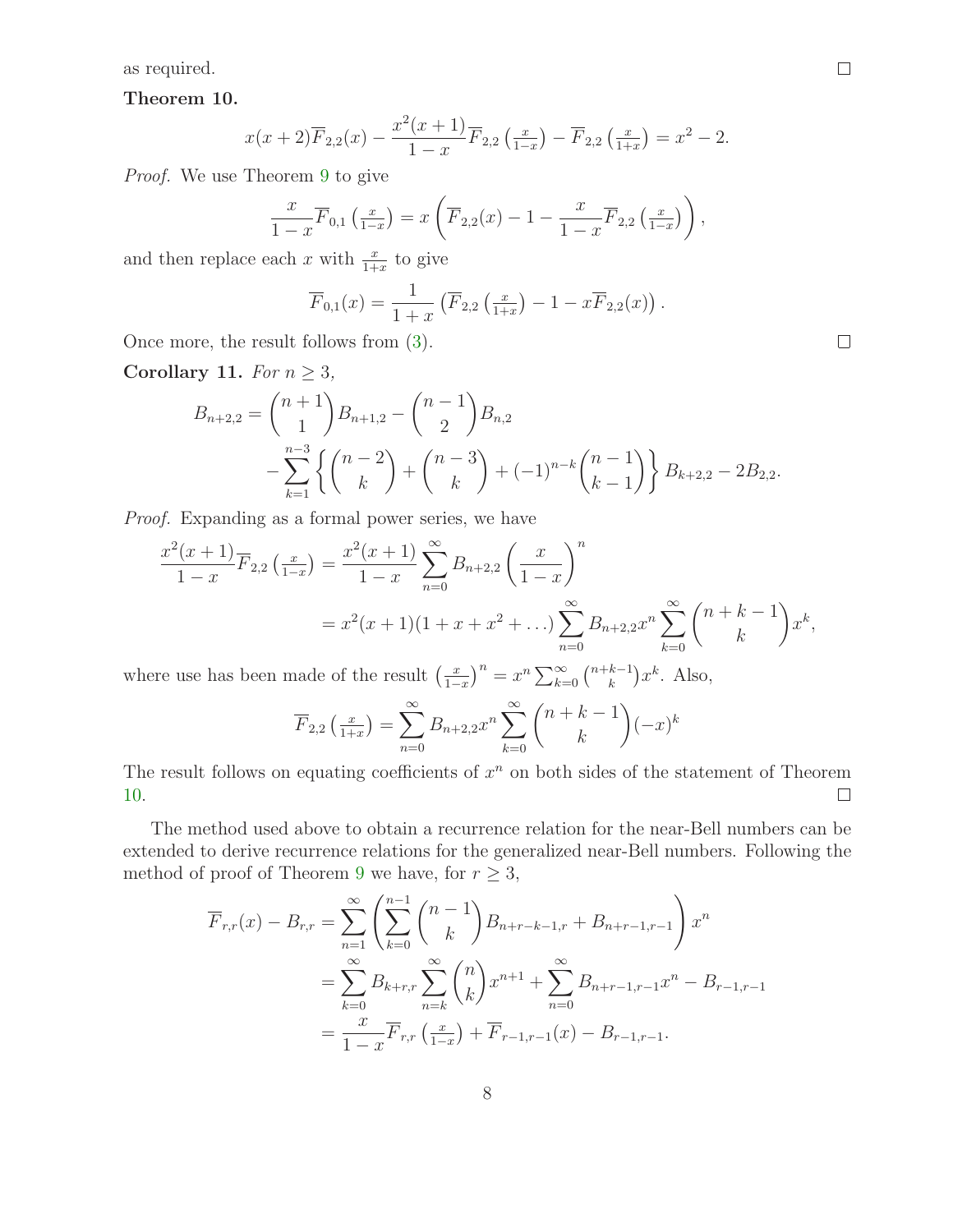as required. □

**Theorem 10.**

$$x(x+2)\overline{F}_{2,2}(x) - \frac{x^2(x+1)}{1-x}\overline{F}_{2,2}\left(\tfrac{x}{1-x}\right) - \overline{F}_{2,2}\left(\tfrac{x}{1+x}\right) = x^2 - 2.$$

*Proof.* We use Theorem 9 to give

$$\frac{x}{1-x}\overline{F}_{0,1}\left(\tfrac{x}{1-x}\right) = x\left(\overline{F}_{2,2}(x) - 1 - \frac{x}{1-x}\overline{F}_{2,2}\left(\tfrac{x}{1-x}\right)\right),$$

and then replace each $x$ with $\frac{x}{1+x}$ to give

$$\overline{F}_{0,1}(x) = \frac{1}{1+x}\left(\overline{F}_{2,2}\left(\tfrac{x}{1+x}\right) - 1 - x\overline{F}_{2,2}(x)\right).$$

Once more, the result follows from (3). □

**Corollary 11.** *For $n \geq 3$,*

$$\begin{aligned}B_{n+2,2} = &\binom{n+1}{1}B_{n+1,2} - \binom{n-1}{2}B_{n,2}\\ &- \sum_{k=1}^{n-3}\left\{\binom{n-2}{k} + \binom{n-3}{k} + (-1)^{n-k}\binom{n-1}{k-1}\right\}B_{k+2,2} - 2B_{2,2}.\end{aligned}$$

*Proof.* Expanding as a formal power series, we have

$$\begin{aligned}\frac{x^2(x+1)}{1-x}\overline{F}_{2,2}\left(\tfrac{x}{1-x}\right) &= \frac{x^2(x+1)}{1-x}\sum_{n=0}^{\infty}B_{n+2,2}\left(\frac{x}{1-x}\right)^n\\ &= x^2(x+1)(1+x+x^2+\ldots)\sum_{n=0}^{\infty}B_{n+2,2}x^n\sum_{k=0}^{\infty}\binom{n+k-1}{k}x^k,\end{aligned}$$

where use has been made of the result $\left(\frac{x}{1-x}\right)^n = x^n\sum_{k=0}^{\infty}\binom{n+k-1}{k}x^k$. Also,

$$\overline{F}_{2,2}\left(\tfrac{x}{1+x}\right) = \sum_{n=0}^{\infty}B_{n+2,2}x^n\sum_{k=0}^{\infty}\binom{n+k-1}{k}(-x)^k$$

The result follows on equating coefficients of $x^n$ on both sides of the statement of Theorem 10. □

The method used above to obtain a recurrence relation for the near-Bell numbers can be extended to derive recurrence relations for the generalized near-Bell numbers. Following the method of proof of Theorem 9 we have, for $r \geq 3$,

$$\begin{aligned}\overline{F}_{r,r}(x) - B_{r,r} &= \sum_{n=1}^{\infty}\left(\sum_{k=0}^{n-1}\binom{n-1}{k}B_{n+r-k-1,r} + B_{n+r-1,r-1}\right)x^n\\ &= \sum_{k=0}^{\infty}B_{k+r,r}\sum_{n=k}^{\infty}\binom{n}{k}x^{n+1} + \sum_{n=0}^{\infty}B_{n+r-1,r-1}x^n - B_{r-1,r-1}\\ &= \frac{x}{1-x}\overline{F}_{r,r}\left(\tfrac{x}{1-x}\right) + \overline{F}_{r-1,r-1}(x) - B_{r-1,r-1}.\end{aligned}$$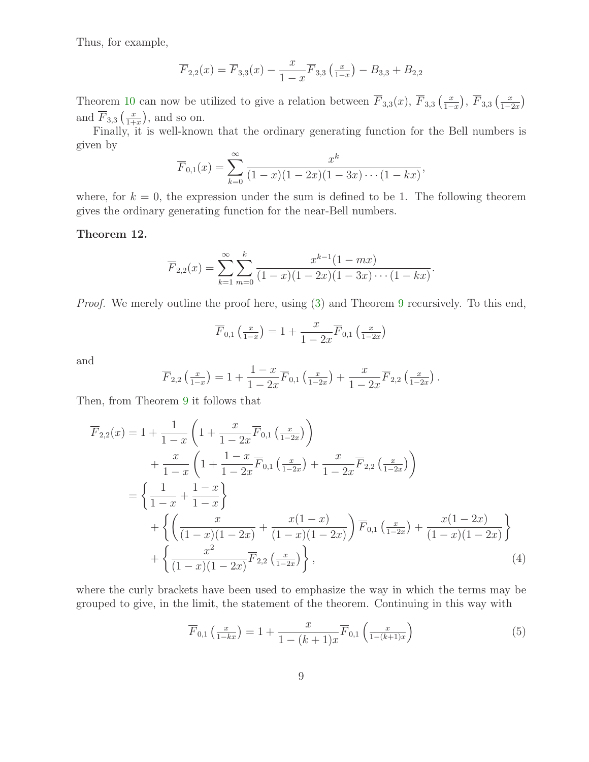Thus, for example,

$$\overline{F}_{2,2}(x) = \overline{F}_{3,3}(x) - \frac{x}{1-x}\overline{F}_{3,3}\left(\tfrac{x}{1-x}\right) - B_{3,3} + B_{2,2}$$

Theorem 10 can now be utilized to give a relation between $\overline{F}_{3,3}(x)$, $\overline{F}_{3,3}\left(\frac{x}{1-x}\right)$, $\overline{F}_{3,3}\left(\frac{x}{1-2x}\right)$ and $\overline{F}_{3,3}\left(\frac{x}{1+x}\right)$, and so on.

Finally, it is well-known that the ordinary generating function for the Bell numbers is given by

$$\overline{F}_{0,1}(x) = \sum_{k=0}^{\infty} \frac{x^k}{(1-x)(1-2x)(1-3x)\cdots(1-kx)},$$

where, for $k=0$, the expression under the sum is defined to be 1. The following theorem gives the ordinary generating function for the near-Bell numbers.

**Theorem 12.**

$$\overline{F}_{2,2}(x) = \sum_{k=1}^{\infty}\sum_{m=0}^{k} \frac{x^{k-1}(1-mx)}{(1-x)(1-2x)(1-3x)\cdots(1-kx)}.$$

*Proof.* We merely outline the proof here, using (3) and Theorem 9 recursively. To this end,

$$\overline{F}_{0,1}\left(\tfrac{x}{1-x}\right) = 1 + \frac{x}{1-2x}\overline{F}_{0,1}\left(\tfrac{x}{1-2x}\right)$$

and

$$\overline{F}_{2,2}\left(\tfrac{x}{1-x}\right) = 1 + \frac{1-x}{1-2x}\overline{F}_{0,1}\left(\tfrac{x}{1-2x}\right) + \frac{x}{1-2x}\overline{F}_{2,2}\left(\tfrac{x}{1-2x}\right).$$

Then, from Theorem 9 it follows that

$$\begin{aligned}
\overline{F}_{2,2}(x) &= 1 + \frac{1}{1-x}\left(1 + \frac{x}{1-2x}\overline{F}_{0,1}\left(\tfrac{x}{1-2x}\right)\right) \\
&\quad + \frac{x}{1-x}\left(1 + \frac{1-x}{1-2x}\overline{F}_{0,1}\left(\tfrac{x}{1-2x}\right) + \frac{x}{1-2x}\overline{F}_{2,2}\left(\tfrac{x}{1-2x}\right)\right) \\
&= \left\{\frac{1}{1-x} + \frac{1-x}{1-x}\right\} \\
&\quad + \left\{\left(\frac{x}{(1-x)(1-2x)} + \frac{x(1-x)}{(1-x)(1-2x)}\right)\overline{F}_{0,1}\left(\tfrac{x}{1-2x}\right) + \frac{x(1-2x)}{(1-x)(1-2x)}\right\} \\
&\quad + \left\{\frac{x^2}{(1-x)(1-2x)}\overline{F}_{2,2}\left(\tfrac{x}{1-2x}\right)\right\},
\end{aligned} \tag{4}$$

where the curly brackets have been used to emphasize the way in which the terms may be grouped to give, in the limit, the statement of the theorem. Continuing in this way with

$$\overline{F}_{0,1}\left(\tfrac{x}{1-kx}\right) = 1 + \frac{x}{1-(k+1)x}\overline{F}_{0,1}\left(\tfrac{x}{1-(k+1)x}\right) \tag{5}$$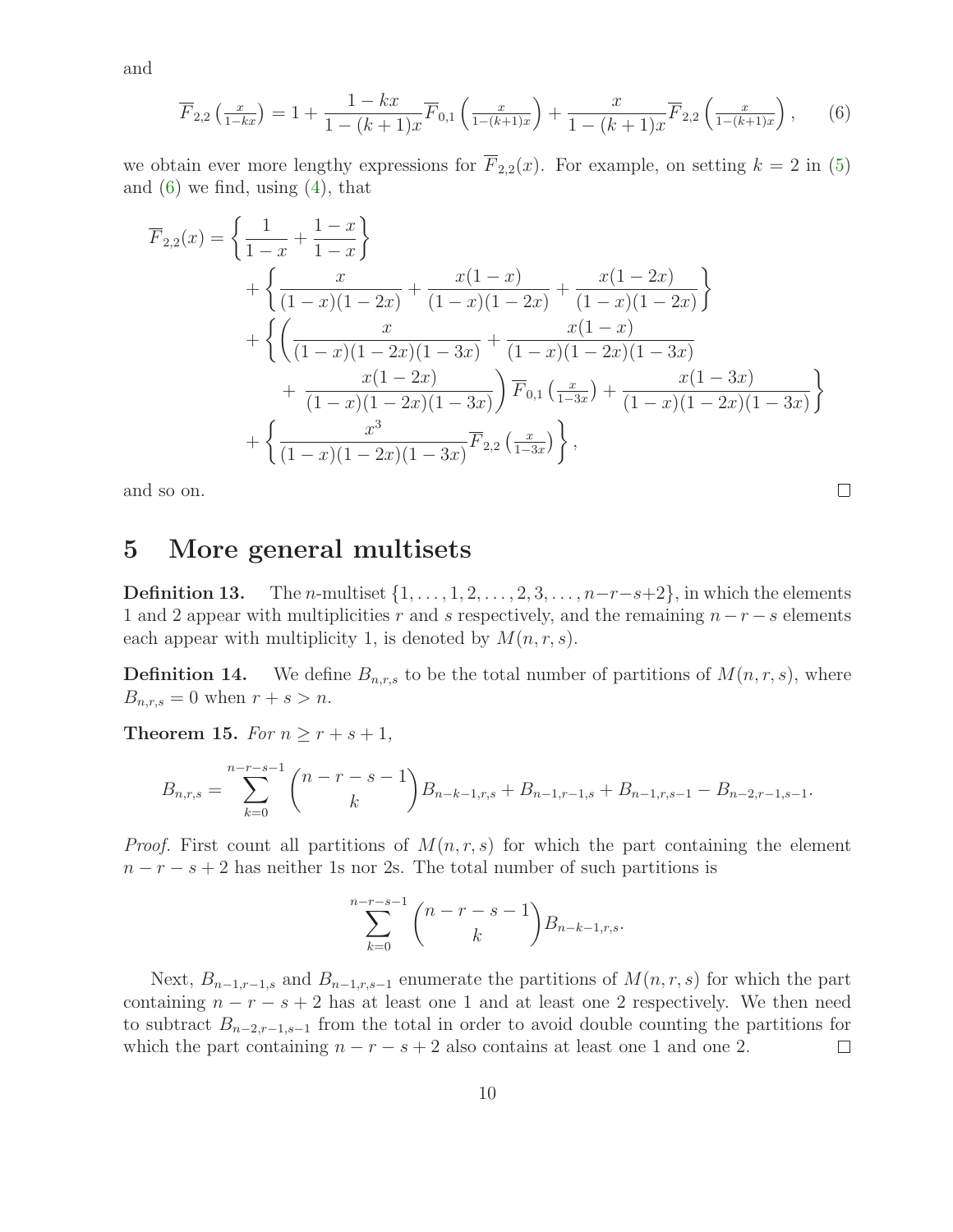and

$$\overline{F}_{2,2}\left(\tfrac{x}{1-kx}\right) = 1 + \frac{1-kx}{1-(k+1)x}\overline{F}_{0,1}\left(\tfrac{x}{1-(k+1)x}\right) + \frac{x}{1-(k+1)x}\overline{F}_{2,2}\left(\tfrac{x}{1-(k+1)x}\right), \qquad (6)$$

we obtain ever more lengthy expressions for $\overline{F}_{2,2}(x)$. For example, on setting $k = 2$ in (5) and (6) we find, using (4), that

$$\begin{aligned}
\overline{F}_{2,2}(x) = & \left\{ \frac{1}{1-x} + \frac{1-x}{1-x} \right\} \\
& + \left\{ \frac{x}{(1-x)(1-2x)} + \frac{x(1-x)}{(1-x)(1-2x)} + \frac{x(1-2x)}{(1-x)(1-2x)} \right\} \\
& + \left\{ \left( \frac{x}{(1-x)(1-2x)(1-3x)} + \frac{x(1-x)}{(1-x)(1-2x)(1-3x)} \right. \right. \\
& \quad \left. \left. + \frac{x(1-2x)}{(1-x)(1-2x)(1-3x)} \right) \overline{F}_{0,1}\left(\tfrac{x}{1-3x}\right) + \frac{x(1-3x)}{(1-x)(1-2x)(1-3x)} \right\} \\
& + \left\{ \frac{x^3}{(1-x)(1-2x)(1-3x)} \overline{F}_{2,2}\left(\tfrac{x}{1-3x}\right) \right\},
\end{aligned}$$

and so on. □

# 5 More general multisets

**Definition 13.** The $n$-multiset $\{1, \ldots, 1, 2, \ldots, 2, 3, \ldots, n-r-s+2\}$, in which the elements 1 and 2 appear with multiplicities $r$ and $s$ respectively, and the remaining $n-r-s$ elements each appear with multiplicity 1, is denoted by $M(n, r, s)$.

**Definition 14.** We define $B_{n,r,s}$ to be the total number of partitions of $M(n, r, s)$, where $B_{n,r,s} = 0$ when $r + s > n$.

**Theorem 15.** *For* $n \geq r + s + 1$,

$$B_{n,r,s} = \sum_{k=0}^{n-r-s-1} \binom{n-r-s-1}{k} B_{n-k-1,r,s} + B_{n-1,r-1,s} + B_{n-1,r,s-1} - B_{n-2,r-1,s-1}.$$

*Proof.* First count all partitions of $M(n, r, s)$ for which the part containing the element $n - r - s + 2$ has neither 1s nor 2s. The total number of such partitions is

$$\sum_{k=0}^{n-r-s-1} \binom{n-r-s-1}{k} B_{n-k-1,r,s}.$$

Next, $B_{n-1,r-1,s}$ and $B_{n-1,r,s-1}$ enumerate the partitions of $M(n, r, s)$ for which the part containing $n - r - s + 2$ has at least one 1 and at least one 2 respectively. We then need to subtract $B_{n-2,r-1,s-1}$ from the total in order to avoid double counting the partitions for which the part containing $n - r - s + 2$ also contains at least one 1 and one 2. □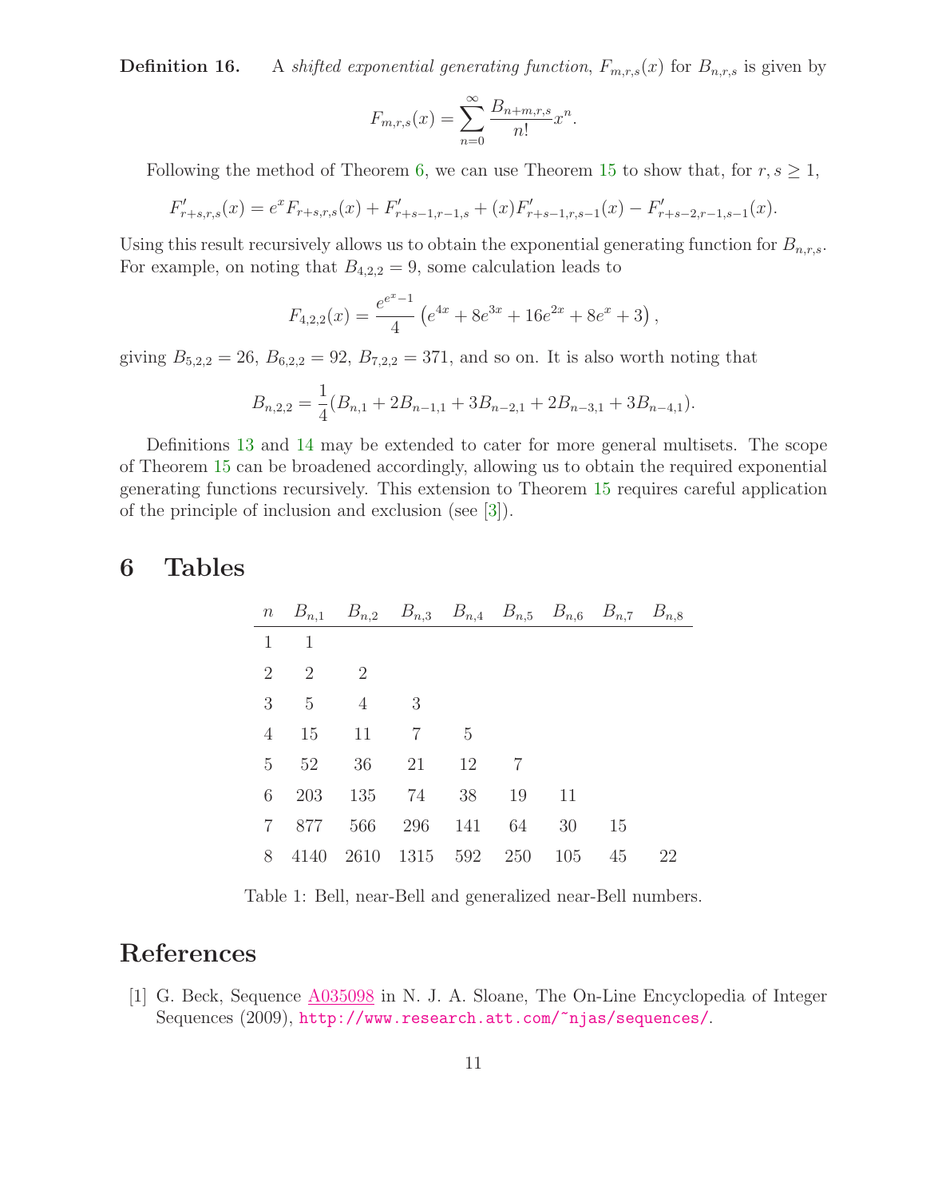**Definition 16.** A *shifted exponential generating function*, $F_{m,r,s}(x)$ for $B_{n,r,s}$ is given by

$$F_{m,r,s}(x) = \sum_{n=0}^{\infty} \frac{B_{n+m,r,s}}{n!} x^n.$$

Following the method of Theorem 6, we can use Theorem 15 to show that, for $r, s \geq 1$,

$$F'_{r+s,r,s}(x) = e^x F_{r+s,r,s}(x) + F'_{r+s-1,r-1,s} + (x)F'_{r+s-1,r,s-1}(x) - F'_{r+s-2,r-1,s-1}(x).$$

Using this result recursively allows us to obtain the exponential generating function for $B_{n,r,s}$. For example, on noting that $B_{4,2,2} = 9$, some calculation leads to

$$F_{4,2,2}(x) = \frac{e^{e^x-1}}{4}\left(e^{4x} + 8e^{3x} + 16e^{2x} + 8e^x + 3\right),$$

giving $B_{5,2,2} = 26$, $B_{6,2,2} = 92$, $B_{7,2,2} = 371$, and so on. It is also worth noting that

$$B_{n,2,2} = \frac{1}{4}(B_{n,1} + 2B_{n-1,1} + 3B_{n-2,1} + 2B_{n-3,1} + 3B_{n-4,1}).$$

Definitions 13 and 14 may be extended to cater for more general multisets. The scope of Theorem 15 can be broadened accordingly, allowing us to obtain the required exponential generating functions recursively. This extension to Theorem 15 requires careful application of the principle of inclusion and exclusion (see [3]).

## 6 Tables

| $n$ | $B_{n,1}$ | $B_{n,2}$ | $B_{n,3}$ | $B_{n,4}$ | $B_{n,5}$ | $B_{n,6}$ | $B_{n,7}$ | $B_{n,8}$ |
|---|---|---|---|---|---|---|---|---|
| 1 | 1 | | | | | | | |
| 2 | 2 | 2 | | | | | | |
| 3 | 5 | 4 | 3 | | | | | |
| 4 | 15 | 11 | 7 | 5 | | | | |
| 5 | 52 | 36 | 21 | 12 | 7 | | | |
| 6 | 203 | 135 | 74 | 38 | 19 | 11 | | |
| 7 | 877 | 566 | 296 | 141 | 64 | 30 | 15 | |
| 8 | 4140 | 2610 | 1315 | 592 | 250 | 105 | 45 | 22 |

Table 1: Bell, near-Bell and generalized near-Bell numbers.

## References

[1] G. Beck, Sequence A035098 in N. J. A. Sloane, The On-Line Encyclopedia of Integer Sequences (2009), http://www.research.att.com/~njas/sequences/.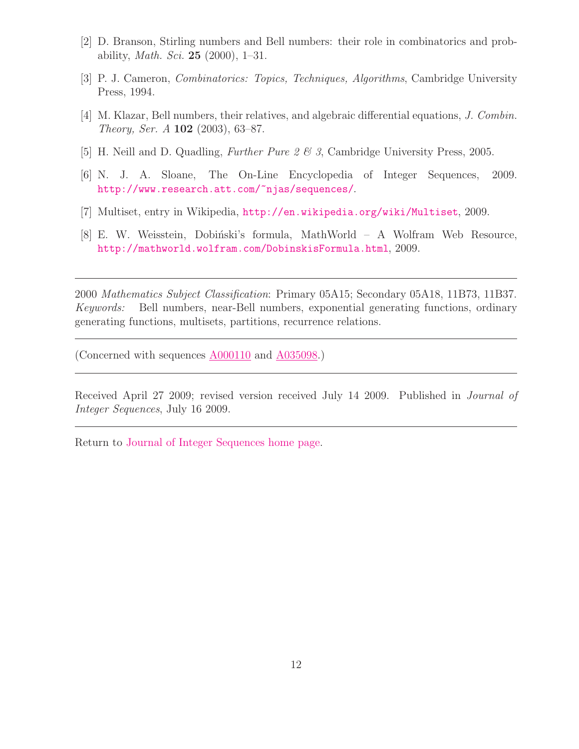[2] D. Branson, Stirling numbers and Bell numbers: their role in combinatorics and probability, *Math. Sci.* **25** (2000), 1–31.

[3] P. J. Cameron, *Combinatorics: Topics, Techniques, Algorithms*, Cambridge University Press, 1994.

[4] M. Klazar, Bell numbers, their relatives, and algebraic differential equations, *J. Combin. Theory, Ser. A* **102** (2003), 63–87.

[5] H. Neill and D. Quadling, *Further Pure 2 & 3*, Cambridge University Press, 2005.

[6] N. J. A. Sloane, The On-Line Encyclopedia of Integer Sequences, 2009. http://www.research.att.com/~njas/sequences/.

[7] Multiset, entry in Wikipedia, http://en.wikipedia.org/wiki/Multiset, 2009.

[8] E. W. Weisstein, Dobiński's formula, MathWorld – A Wolfram Web Resource, http://mathworld.wolfram.com/DobinskisFormula.html, 2009.

---

2000 *Mathematics Subject Classification*: Primary 05A15; Secondary 05A18, 11B73, 11B37.
*Keywords:* Bell numbers, near-Bell numbers, exponential generating functions, ordinary generating functions, multisets, partitions, recurrence relations.

---

(Concerned with sequences A000110 and A035098.)

---

Received April 27 2009; revised version received July 14 2009. Published in *Journal of Integer Sequences*, July 16 2009.

---

Return to Journal of Integer Sequences home page.